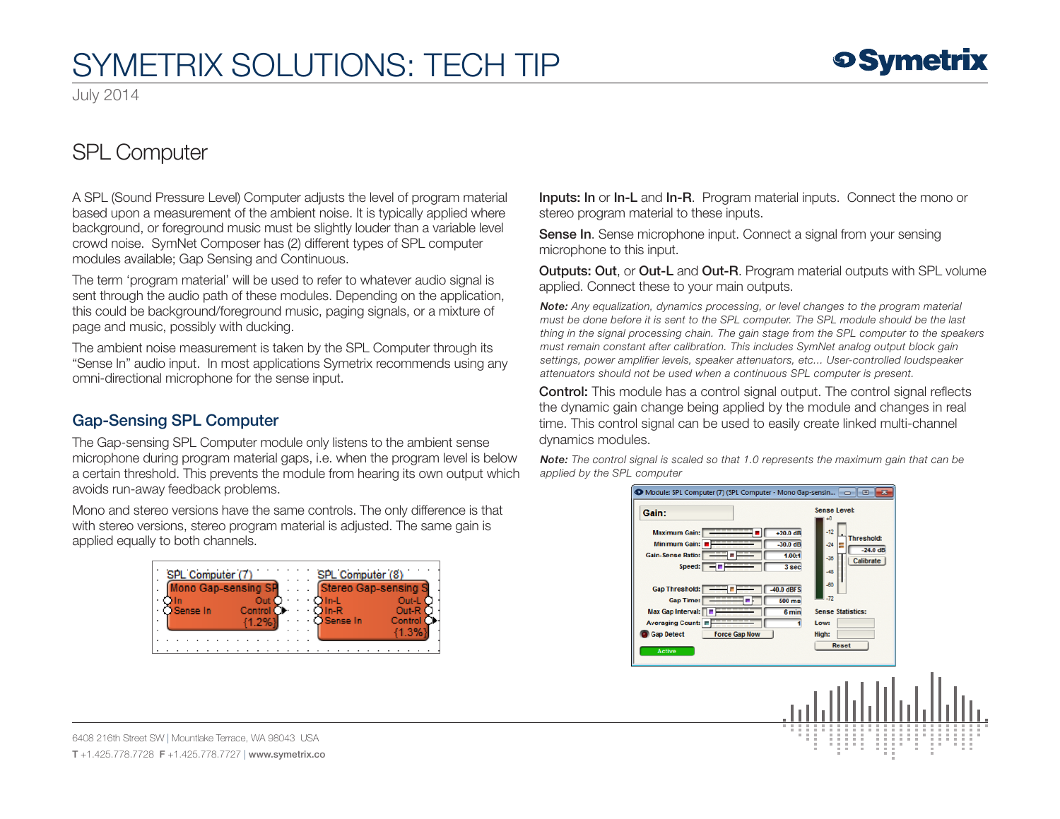# SYMETRIX SOLUTIONS: TECH TIP

July 2014

## SPL Computer

A SPL (Sound Pressure Level) Computer adjusts the level of program material based upon a measurement of the ambient noise. It is typically applied where background, or foreground music must be slightly louder than a variable level crowd noise. SymNet Composer has (2) different types of SPL computer modules available; Gap Sensing and Continuous.

The term 'program material' will be used to refer to whatever audio signal is sent through the audio path of these modules. Depending on the application, this could be background/foreground music, paging signals, or a mixture of page and music, possibly with ducking.

The ambient noise measurement is taken by the SPL Computer through its "Sense In" audio input. In most applications Symetrix recommends using any omni-directional microphone for the sense input.

### Gap-Sensing SPL Computer

The Gap-sensing SPL Computer module only listens to the ambient sense microphone during program material gaps, i.e. when the program level is below a certain threshold. This prevents the module from hearing its own output which avoids run-away feedback problems.

Mono and stereo versions have the same controls. The only difference is that with stereo versions, stereo program material is adjusted. The same gain is applied equally to both channels.

**Inputs: In** or **In-L** and **In-R**. Program material inputs. Connect the mono or stereo program material to these inputs.

**Sense In**. Sense microphone input. Connect a signal from your sensing microphone to this input.

**Outputs: Out**, or **Out-L** and **Out-R**. Program material outputs with SPL volume applied. Connect these to your main outputs.

***Note:*** *Any equalization, dynamics processing, or level changes to the program material must be done before it is sent to the SPL computer. The SPL module should be the last thing in the signal processing chain. The gain stage from the SPL computer to the speakers must remain constant after calibration. This includes SymNet analog output block gain settings, power amplifier levels, speaker attenuators, etc... User-controlled loudspeaker attenuators should not be used when a continuous SPL computer is present.*

**Control:** This module has a control signal output. The control signal reflects the dynamic gain change being applied by the module and changes in real time. This control signal can be used to easily create linked multi-channel dynamics modules.

***Note:*** *The control signal is scaled so that 1.0 represents the maximum gain that can be applied by the SPL computer*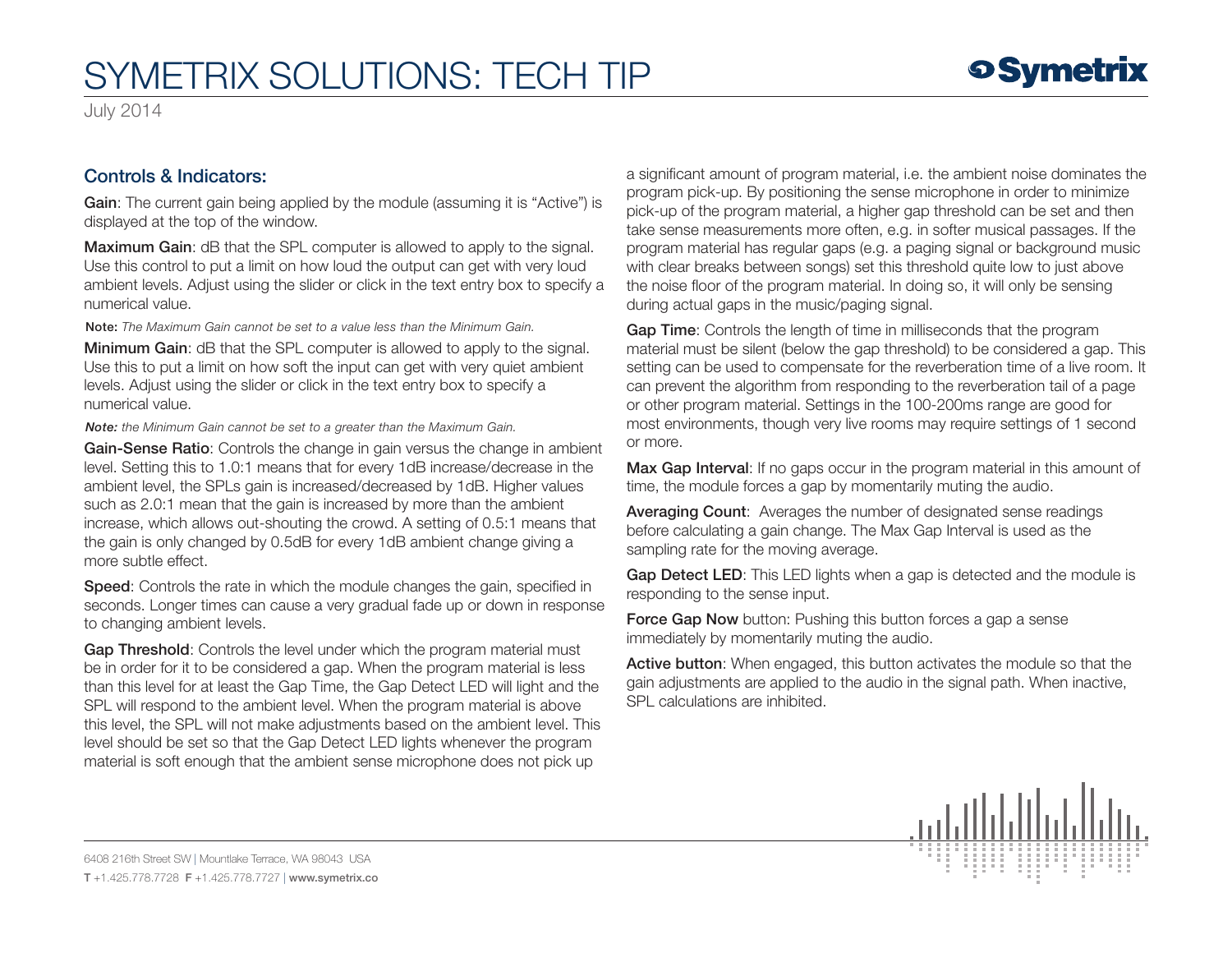## Controls & Indicators:

**Gain**: The current gain being applied by the module (assuming it is “Active”) is displayed at the top of the window.

**Maximum Gain**: dB that the SPL computer is allowed to apply to the signal. Use this control to put a limit on how loud the output can get with very loud ambient levels. Adjust using the slider or click in the text entry box to specify a numerical value.

**Note:** *The Maximum Gain cannot be set to a value less than the Minimum Gain.*

**Minimum Gain**: dB that the SPL computer is allowed to apply to the signal. Use this to put a limit on how soft the input can get with very quiet ambient levels. Adjust using the slider or click in the text entry box to specify a numerical value.

***Note:*** *the Minimum Gain cannot be set to a greater than the Maximum Gain.*

**Gain-Sense Ratio**: Controls the change in gain versus the change in ambient level. Setting this to 1.0:1 means that for every 1dB increase/decrease in the ambient level, the SPLs gain is increased/decreased by 1dB. Higher values such as 2.0:1 mean that the gain is increased by more than the ambient increase, which allows out-shouting the crowd. A setting of 0.5:1 means that the gain is only changed by 0.5dB for every 1dB ambient change giving a more subtle effect.

**Speed**: Controls the rate in which the module changes the gain, specified in seconds. Longer times can cause a very gradual fade up or down in response to changing ambient levels.

**Gap Threshold**: Controls the level under which the program material must be in order for it to be considered a gap. When the program material is less than this level for at least the Gap Time, the Gap Detect LED will light and the SPL will respond to the ambient level. When the program material is above this level, the SPL will not make adjustments based on the ambient level. This level should be set so that the Gap Detect LED lights whenever the program material is soft enough that the ambient sense microphone does not pick up a significant amount of program material, i.e. the ambient noise dominates the program pick-up. By positioning the sense microphone in order to minimize pick-up of the program material, a higher gap threshold can be set and then take sense measurements more often, e.g. in softer musical passages. If the program material has regular gaps (e.g. a paging signal or background music with clear breaks between songs) set this threshold quite low to just above the noise floor of the program material. In doing so, it will only be sensing during actual gaps in the music/paging signal.

**Gap Time**: Controls the length of time in milliseconds that the program material must be silent (below the gap threshold) to be considered a gap. This setting can be used to compensate for the reverberation time of a live room. It can prevent the algorithm from responding to the reverberation tail of a page or other program material. Settings in the 100-200ms range are good for most environments, though very live rooms may require settings of 1 second or more.

**Max Gap Interval**: If no gaps occur in the program material in this amount of time, the module forces a gap by momentarily muting the audio.

**Averaging Count**: Averages the number of designated sense readings before calculating a gain change. The Max Gap Interval is used as the sampling rate for the moving average.

**Gap Detect LED**: This LED lights when a gap is detected and the module is responding to the sense input.

**Force Gap Now** button: Pushing this button forces a gap a sense immediately by momentarily muting the audio.

**Active button**: When engaged, this button activates the module so that the gain adjustments are applied to the audio in the signal path. When inactive, SPL calculations are inhibited.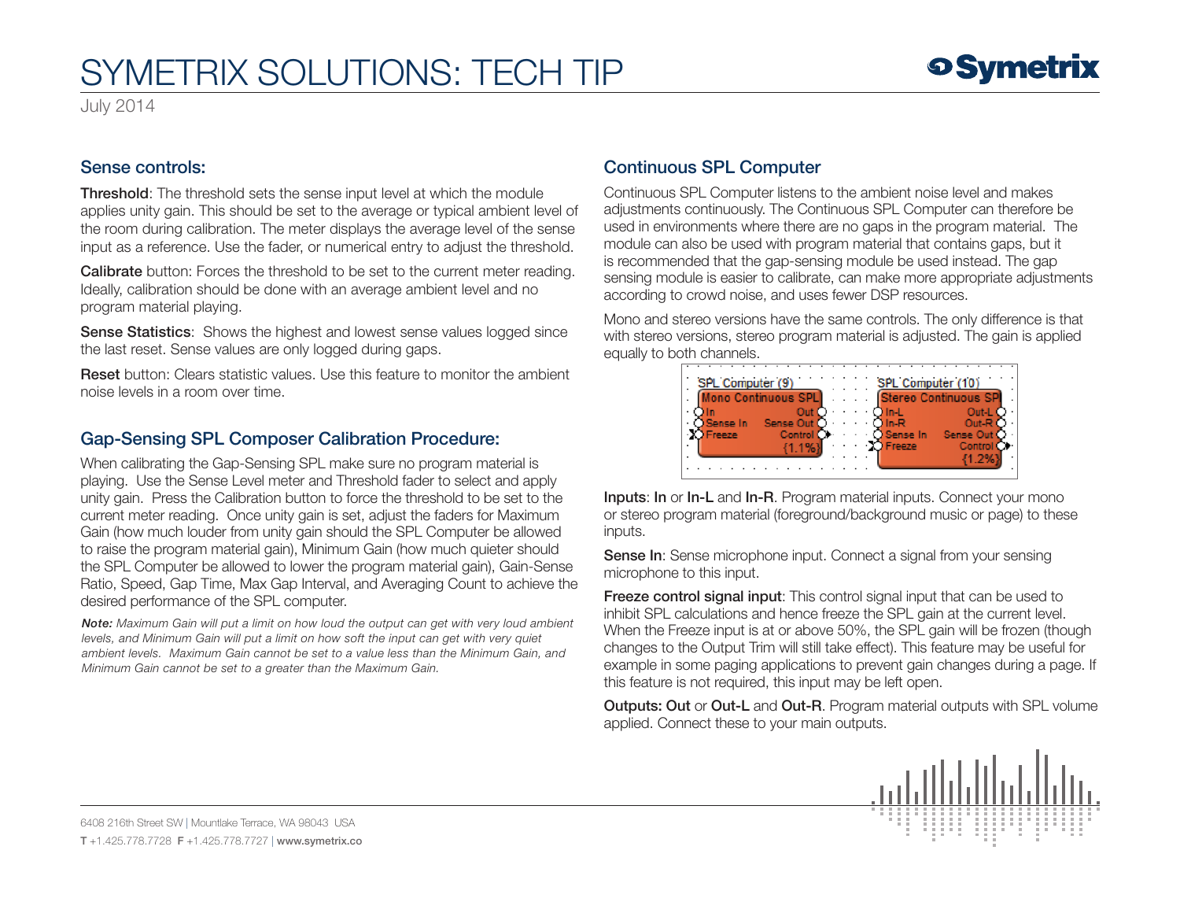### Sense controls:

**Threshold**: The threshold sets the sense input level at which the module applies unity gain. This should be set to the average or typical ambient level of the room during calibration. The meter displays the average level of the sense input as a reference. Use the fader, or numerical entry to adjust the threshold.

**Calibrate** button: Forces the threshold to be set to the current meter reading. Ideally, calibration should be done with an average ambient level and no program material playing.

**Sense Statistics**: Shows the highest and lowest sense values logged since the last reset. Sense values are only logged during gaps.

**Reset** button: Clears statistic values. Use this feature to monitor the ambient noise levels in a room over time.

## Gap-Sensing SPL Composer Calibration Procedure:

When calibrating the Gap-Sensing SPL make sure no program material is playing. Use the Sense Level meter and Threshold fader to select and apply unity gain. Press the Calibration button to force the threshold to be set to the current meter reading. Once unity gain is set, adjust the faders for Maximum Gain (how much louder from unity gain should the SPL Computer be allowed to raise the program material gain), Minimum Gain (how much quieter should the SPL Computer be allowed to lower the program material gain), Gain-Sense Ratio, Speed, Gap Time, Max Gap Interval, and Averaging Count to achieve the desired performance of the SPL computer.

***Note:*** *Maximum Gain will put a limit on how loud the output can get with very loud ambient levels, and Minimum Gain will put a limit on how soft the input can get with very quiet ambient levels. Maximum Gain cannot be set to a value less than the Minimum Gain, and Minimum Gain cannot be set to a greater than the Maximum Gain.*

## Continuous SPL Computer

Continuous SPL Computer listens to the ambient noise level and makes adjustments continuously. The Continuous SPL Computer can therefore be used in environments where there are no gaps in the program material. The module can also be used with program material that contains gaps, but it is recommended that the gap-sensing module be used instead. The gap sensing module is easier to calibrate, can make more appropriate adjustments according to crowd noise, and uses fewer DSP resources.

Mono and stereo versions have the same controls. The only difference is that with stereo versions, stereo program material is adjusted. The gain is applied equally to both channels.

SPL Computer (9)
Mono Continuous SPL
In
Sense In
Freeze
Out
Sense Out
Control
{1.1%}

SPL Computer (10)
Stereo Continuous SPL
In-L
In-R
Sense In
Freeze
Out-L
Out-R
Sense Out
Control
{1.2%}

**Inputs**: **In** or **In-L** and **In-R**. Program material inputs. Connect your mono or stereo program material (foreground/background music or page) to these inputs.

**Sense In**: Sense microphone input. Connect a signal from your sensing microphone to this input.

**Freeze control signal input**: This control signal input that can be used to inhibit SPL calculations and hence freeze the SPL gain at the current level. When the Freeze input is at or above 50%, the SPL gain will be frozen (though changes to the Output Trim will still take effect). This feature may be useful for example in some paging applications to prevent gain changes during a page. If this feature is not required, this input may be left open.

**Outputs: Out** or **Out-L** and **Out-R**. Program material outputs with SPL volume applied. Connect these to your main outputs.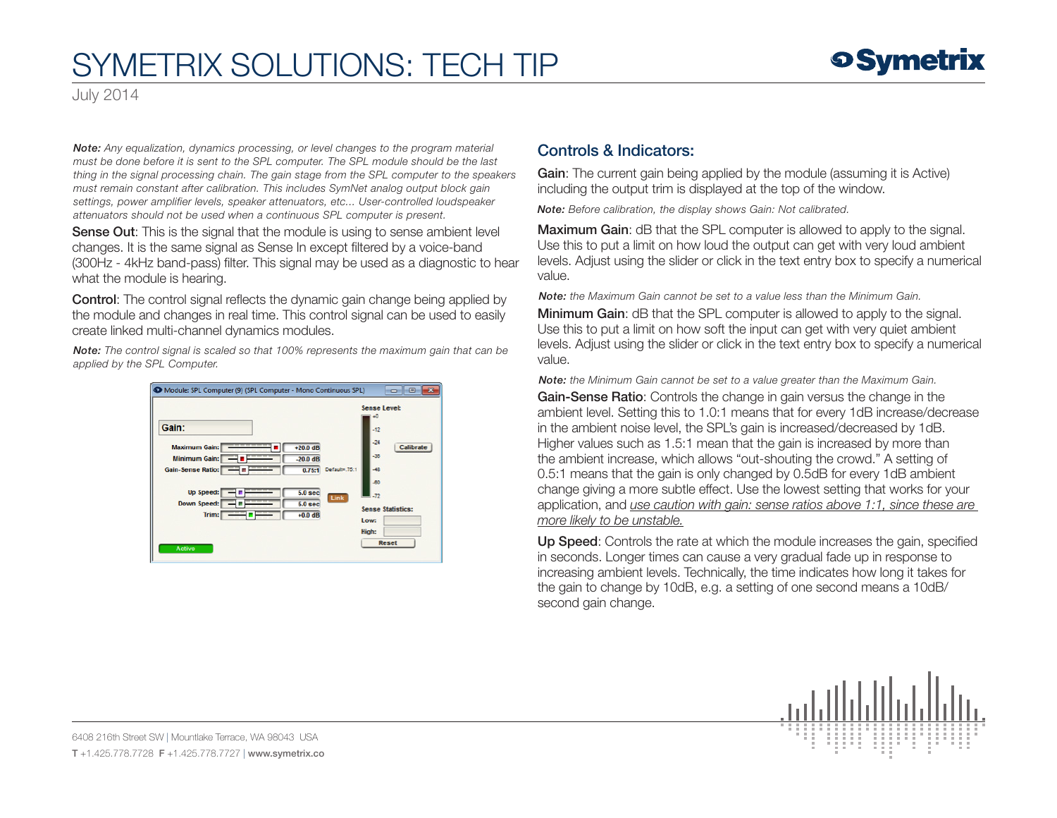*Note: Any equalization, dynamics processing, or level changes to the program material must be done before it is sent to the SPL computer. The SPL module should be the last thing in the signal processing chain. The gain stage from the SPL computer to the speakers must remain constant after calibration. This includes SymNet analog output block gain settings, power amplifier levels, speaker attenuators, etc... User-controlled loudspeaker attenuators should not be used when a continuous SPL computer is present.*

**Sense Out**: This is the signal that the module is using to sense ambient level changes. It is the same signal as Sense In except filtered by a voice-band (300Hz - 4kHz band-pass) filter. This signal may be used as a diagnostic to hear what the module is hearing.

**Control**: The control signal reflects the dynamic gain change being applied by the module and changes in real time. This control signal can be used to easily create linked multi-channel dynamics modules.

***Note:** The control signal is scaled so that 100% represents the maximum gain that can be applied by the SPL Computer.*

Module: SPL Computer (9) (SPL Computer - Mono Continuous SPL)

Gain:

Maximum Gain: +20.0 dB

Minimum Gain: -20.0 dB

Gain-Sense Ratio: 0.75:1 Default=.75:1

Up Speed: 5.0 sec

Down Speed: 5.0 sec

Trim: +0.0 dB

Link

Sense Level: +0 -12 -24 -36 -48 -60 -72

Calibrate

Sense Statistics:

Low:

High:

Reset

Active

## Controls & Indicators:

**Gain**: The current gain being applied by the module (assuming it is Active) including the output trim is displayed at the top of the window.

***Note:** Before calibration, the display shows Gain: Not calibrated.*

**Maximum Gain**: dB that the SPL computer is allowed to apply to the signal. Use this to put a limit on how loud the output can get with very loud ambient levels. Adjust using the slider or click in the text entry box to specify a numerical value.

***Note:** the Maximum Gain cannot be set to a value less than the Minimum Gain.*

**Minimum Gain**: dB that the SPL computer is allowed to apply to the signal. Use this to put a limit on how soft the input can get with very quiet ambient levels. Adjust using the slider or click in the text entry box to specify a numerical value.

***Note:** the Minimum Gain cannot be set to a value greater than the Maximum Gain.*

**Gain-Sense Ratio**: Controls the change in gain versus the change in the ambient level. Setting this to 1.0:1 means that for every 1dB increase/decrease in the ambient noise level, the SPL's gain is increased/decreased by 1dB. Higher values such as 1.5:1 mean that the gain is increased by more than the ambient increase, which allows "out-shouting the crowd." A setting of 0.5:1 means that the gain is only changed by 0.5dB for every 1dB ambient change giving a more subtle effect. Use the lowest setting that works for your application, and <u>use caution with gain: sense ratios above 1:1, since these are more likely to be unstable.</u>

**Up Speed**: Controls the rate at which the module increases the gain, specified in seconds. Longer times can cause a very gradual fade up in response to increasing ambient levels. Technically, the time indicates how long it takes for the gain to change by 10dB, e.g. a setting of one second means a 10dB/second gain change.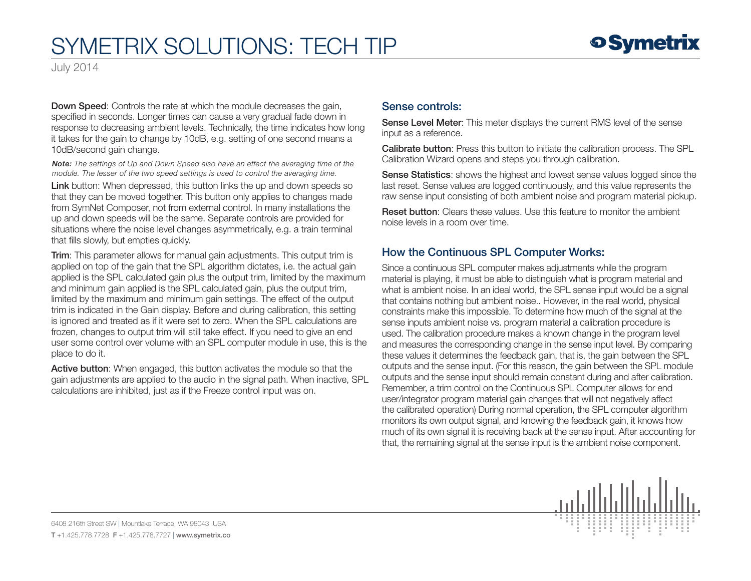**Down Speed**: Controls the rate at which the module decreases the gain, specified in seconds. Longer times can cause a very gradual fade down in response to decreasing ambient levels. Technically, the time indicates how long it takes for the gain to change by 10dB, e.g. setting of one second means a 10dB/second gain change.

***Note:*** *The settings of Up and Down Speed also have an effect the averaging time of the module. The lesser of the two speed settings is used to control the averaging time.*

**Link** button: When depressed, this button links the up and down speeds so that they can be moved together. This button only applies to changes made from SymNet Composer, not from external control. In many installations the up and down speeds will be the same. Separate controls are provided for situations where the noise level changes asymmetrically, e.g. a train terminal that fills slowly, but empties quickly.

**Trim**: This parameter allows for manual gain adjustments. This output trim is applied on top of the gain that the SPL algorithm dictates, i.e. the actual gain applied is the SPL calculated gain plus the output trim, limited by the maximum and minimum gain applied is the SPL calculated gain, plus the output trim, limited by the maximum and minimum gain settings. The effect of the output trim is indicated in the Gain display. Before and during calibration, this setting is ignored and treated as if it were set to zero. When the SPL calculations are frozen, changes to output trim will still take effect. If you need to give an end user some control over volume with an SPL computer module in use, this is the place to do it.

**Active button**: When engaged, this button activates the module so that the gain adjustments are applied to the audio in the signal path. When inactive, SPL calculations are inhibited, just as if the Freeze control input was on.

## Sense controls:

**Sense Level Meter**: This meter displays the current RMS level of the sense input as a reference.

**Calibrate button**: Press this button to initiate the calibration process. The SPL Calibration Wizard opens and steps you through calibration.

**Sense Statistics**: shows the highest and lowest sense values logged since the last reset. Sense values are logged continuously, and this value represents the raw sense input consisting of both ambient noise and program material pickup.

**Reset button**: Clears these values. Use this feature to monitor the ambient noise levels in a room over time.

## How the Continuous SPL Computer Works:

Since a continuous SPL computer makes adjustments while the program material is playing, it must be able to distinguish what is program material and what is ambient noise. In an ideal world, the SPL sense input would be a signal that contains nothing but ambient noise.. However, in the real world, physical constraints make this impossible. To determine how much of the signal at the sense inputs ambient noise vs. program material a calibration procedure is used. The calibration procedure makes a known change in the program level and measures the corresponding change in the sense input level. By comparing these values it determines the feedback gain, that is, the gain between the SPL outputs and the sense input. (For this reason, the gain between the SPL module outputs and the sense input should remain constant during and after calibration. Remember, a trim control on the Continuous SPL Computer allows for end user/integrator program material gain changes that will not negatively affect the calibrated operation) During normal operation, the SPL computer algorithm monitors its own output signal, and knowing the feedback gain, it knows how much of its own signal it is receiving back at the sense input. After accounting for that, the remaining signal at the sense input is the ambient noise component.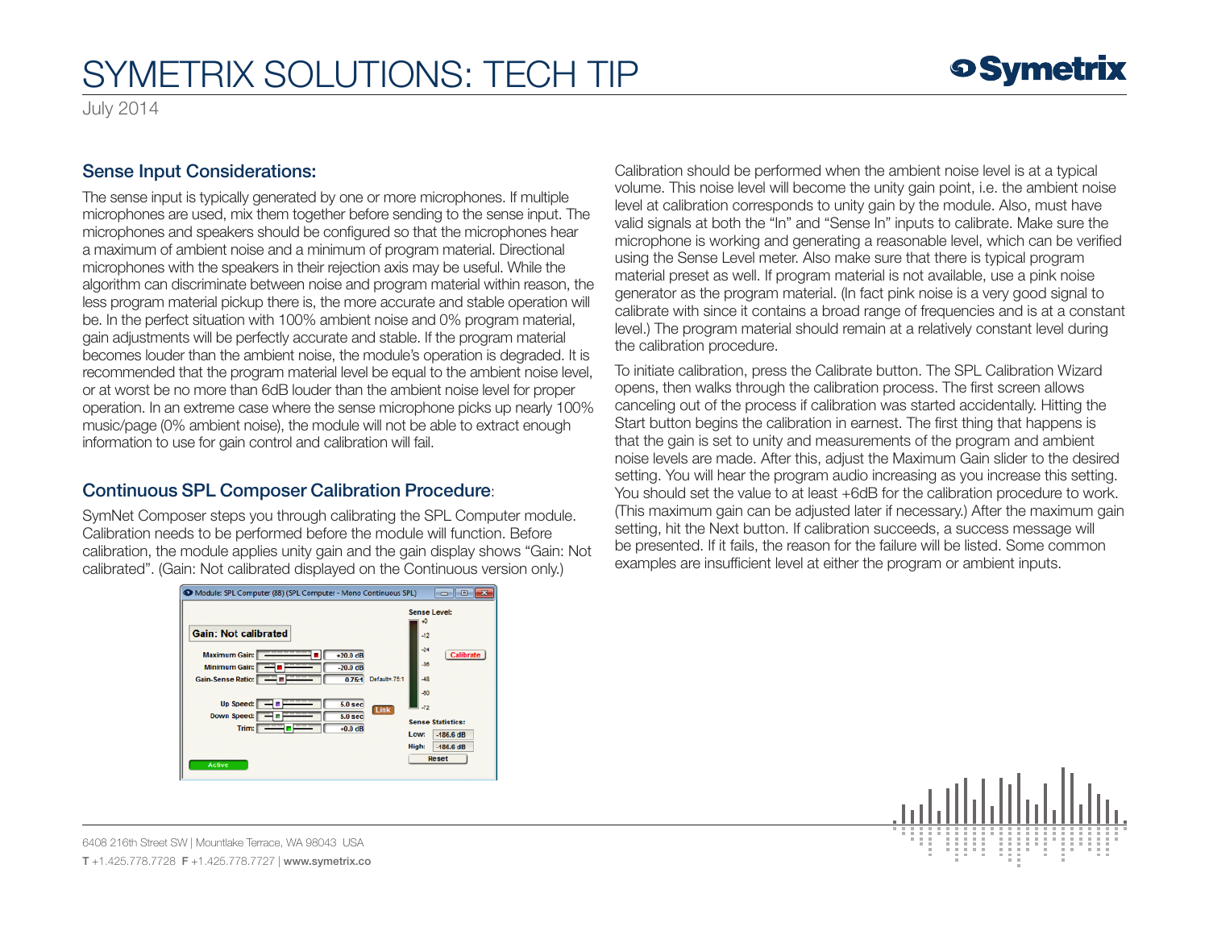## Sense Input Considerations:

The sense input is typically generated by one or more microphones. If multiple microphones are used, mix them together before sending to the sense input. The microphones and speakers should be configured so that the microphones hear a maximum of ambient noise and a minimum of program material. Directional microphones with the speakers in their rejection axis may be useful. While the algorithm can discriminate between noise and program material within reason, the less program material pickup there is, the more accurate and stable operation will be. In the perfect situation with 100% ambient noise and 0% program material, gain adjustments will be perfectly accurate and stable. If the program material becomes louder than the ambient noise, the module's operation is degraded. It is recommended that the program material level be equal to the ambient noise level, or at worst be no more than 6dB louder than the ambient noise level for proper operation. In an extreme case where the sense microphone picks up nearly 100% music/page (0% ambient noise), the module will not be able to extract enough information to use for gain control and calibration will fail.

## Continuous SPL Composer Calibration Procedure:

SymNet Composer steps you through calibrating the SPL Computer module. Calibration needs to be performed before the module will function. Before calibration, the module applies unity gain and the gain display shows "Gain: Not calibrated". (Gain: Not calibrated displayed on the Continuous version only.)

Calibration should be performed when the ambient noise level is at a typical volume. This noise level will become the unity gain point, i.e. the ambient noise level at calibration corresponds to unity gain by the module. Also, must have valid signals at both the "In" and "Sense In" inputs to calibrate. Make sure the microphone is working and generating a reasonable level, which can be verified using the Sense Level meter. Also make sure that there is typical program material preset as well. If program material is not available, use a pink noise generator as the program material. (In fact pink noise is a very good signal to calibrate with since it contains a broad range of frequencies and is at a constant level.) The program material should remain at a relatively constant level during the calibration procedure.

To initiate calibration, press the Calibrate button. The SPL Calibration Wizard opens, then walks through the calibration process. The first screen allows canceling out of the process if calibration was started accidentally. Hitting the Start button begins the calibration in earnest. The first thing that happens is that the gain is set to unity and measurements of the program and ambient noise levels are made. After this, adjust the Maximum Gain slider to the desired setting. You will hear the program audio increasing as you increase this setting. You should set the value to at least +6dB for the calibration procedure to work. (This maximum gain can be adjusted later if necessary.) After the maximum gain setting, hit the Next button. If calibration succeeds, a success message will be presented. If it fails, the reason for the failure will be listed. Some common examples are insufficient level at either the program or ambient inputs.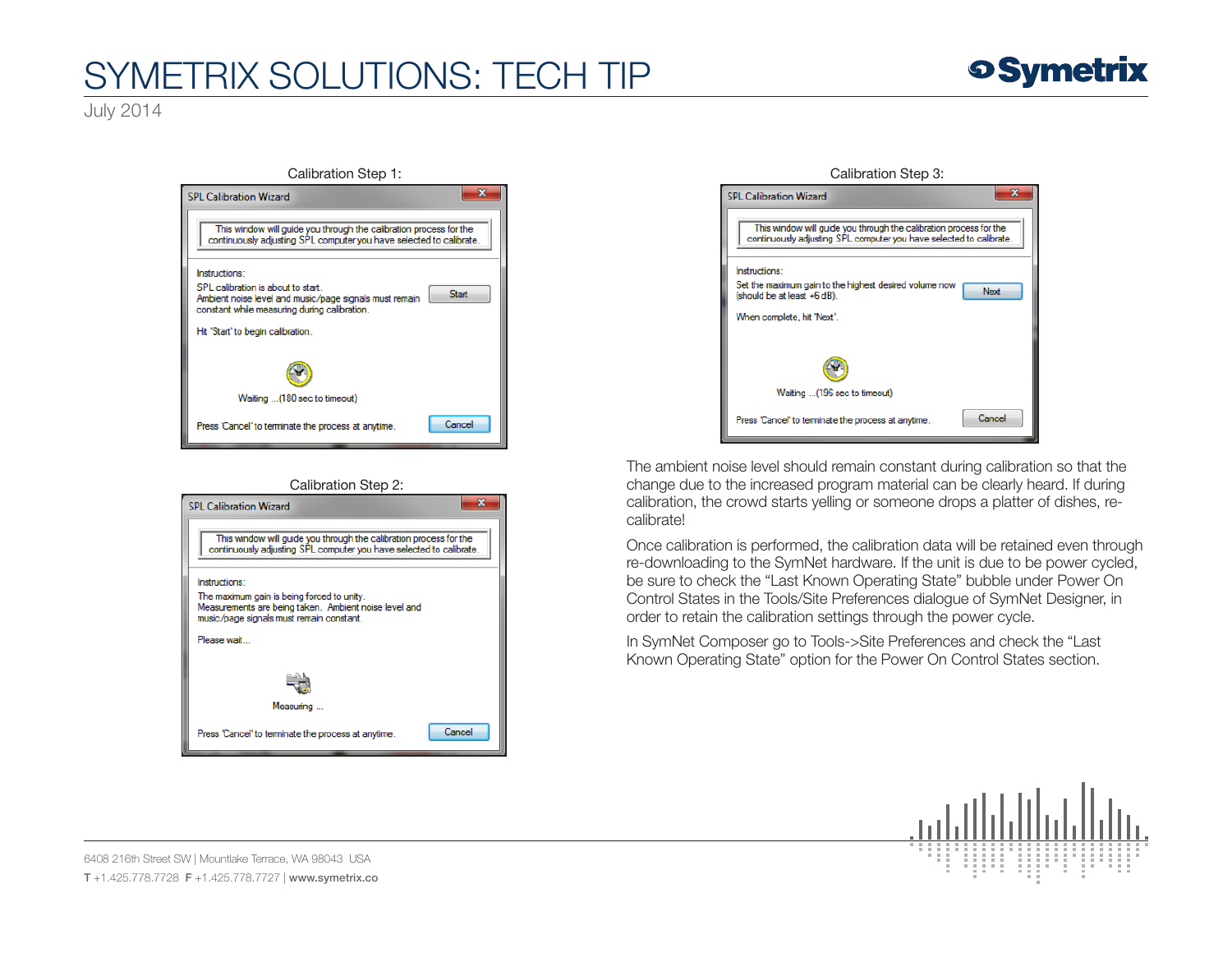Calibration Step 1:

SPL Calibration Wizard

This window will guide you through the calibration process for the continuously adjusting SPL computer you have selected to calibrate.

Instructions:

SPL calibration is about to start.
Ambient noise level and music/page signals must remain constant while measuring during calibration.

Hit 'Start' to begin calibration.

Start

Waiting ...(180 sec to timeout)

Press 'Cancel' to terminate the process at anytime.

Cancel

Calibration Step 2:

SPL Calibration Wizard

This window will guide you through the calibration process for the continuously adjusting SPL computer you have selected to calibrate.

Instructions:

The maximum gain is being forced to unity.
Measurements are being taken. Ambient noise level and music/page signals must remain constant.

Please wait...

Measuring ...

Press 'Cancel' to terminate the process at anytime.

Cancel

Calibration Step 3:

SPL Calibration Wizard

This window will guide you through the calibration process for the continuously adjusting SPL computer you have selected to calibrate.

Instructions:

Set the maximum gain to the highest desired volume now (should be at least +6 dB).

When complete, hit 'Next'.

Next

Waiting ...(196 sec to timeout)

Press 'Cancel' to terminate the process at anytime.

Cancel

The ambient noise level should remain constant during calibration so that the change due to the increased program material can be clearly heard. If during calibration, the crowd starts yelling or someone drops a platter of dishes, re-calibrate!

Once calibration is performed, the calibration data will be retained even through re-downloading to the SymNet hardware. If the unit is due to be power cycled, be sure to check the “Last Known Operating State” bubble under Power On Control States in the Tools/Site Preferences dialogue of SymNet Designer, in order to retain the calibration settings through the power cycle.

In SymNet Composer go to Tools->Site Preferences and check the “Last Known Operating State” option for the Power On Control States section.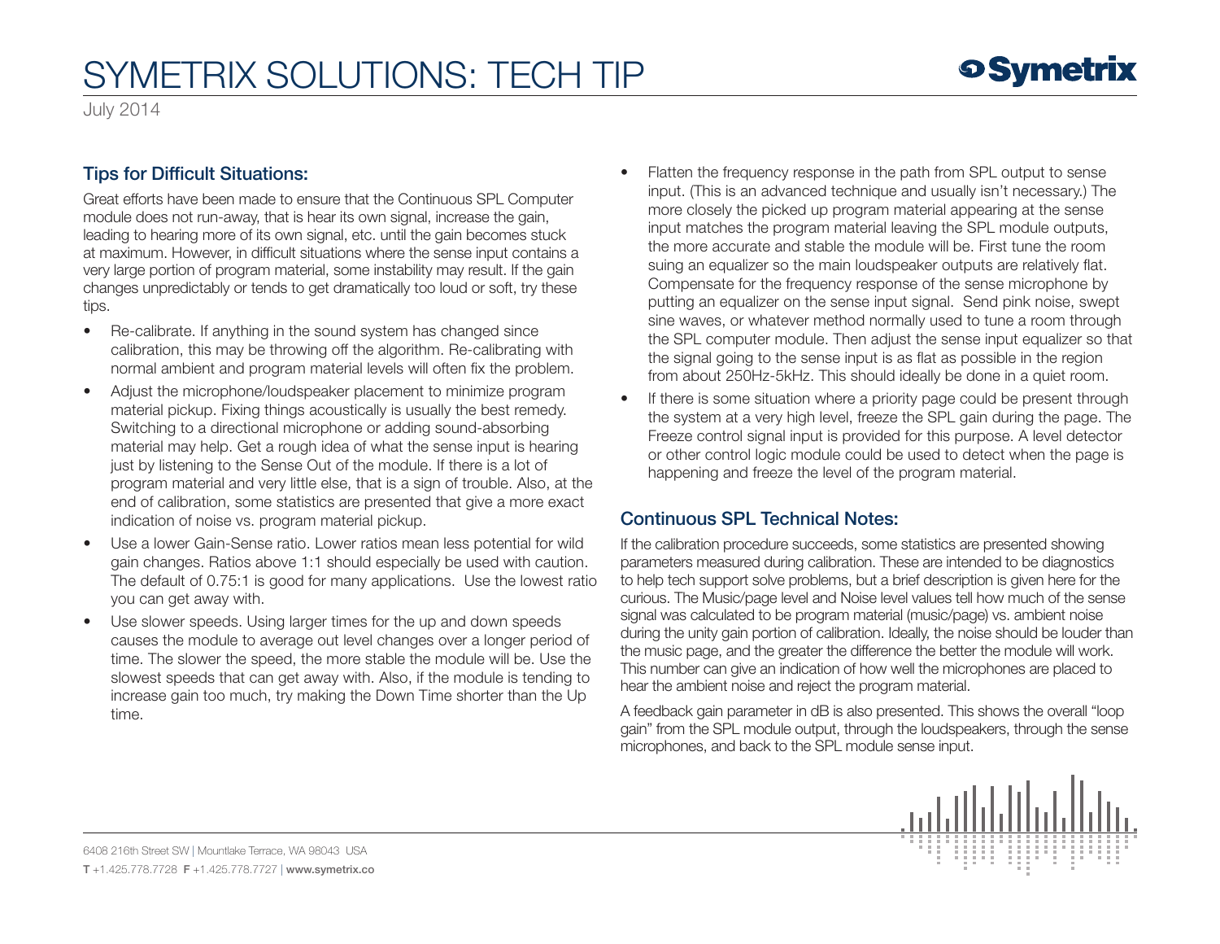## Tips for Difficult Situations:

Great efforts have been made to ensure that the Continuous SPL Computer module does not run-away, that is hear its own signal, increase the gain, leading to hearing more of its own signal, etc. until the gain becomes stuck at maximum. However, in difficult situations where the sense input contains a very large portion of program material, some instability may result. If the gain changes unpredictably or tends to get dramatically too loud or soft, try these tips.

- Re-calibrate. If anything in the sound system has changed since calibration, this may be throwing off the algorithm. Re-calibrating with normal ambient and program material levels will often fix the problem.
- Adjust the microphone/loudspeaker placement to minimize program material pickup. Fixing things acoustically is usually the best remedy. Switching to a directional microphone or adding sound-absorbing material may help. Get a rough idea of what the sense input is hearing just by listening to the Sense Out of the module. If there is a lot of program material and very little else, that is a sign of trouble. Also, at the end of calibration, some statistics are presented that give a more exact indication of noise vs. program material pickup.
- Use a lower Gain-Sense ratio. Lower ratios mean less potential for wild gain changes. Ratios above 1:1 should especially be used with caution. The default of 0.75:1 is good for many applications. Use the lowest ratio you can get away with.
- Use slower speeds. Using larger times for the up and down speeds causes the module to average out level changes over a longer period of time. The slower the speed, the more stable the module will be. Use the slowest speeds that can get away with. Also, if the module is tending to increase gain too much, try making the Down Time shorter than the Up time.
- Flatten the frequency response in the path from SPL output to sense input. (This is an advanced technique and usually isn't necessary.) The more closely the picked up program material appearing at the sense input matches the program material leaving the SPL module outputs, the more accurate and stable the module will be. First tune the room suing an equalizer so the main loudspeaker outputs are relatively flat. Compensate for the frequency response of the sense microphone by putting an equalizer on the sense input signal. Send pink noise, swept sine waves, or whatever method normally used to tune a room through the SPL computer module. Then adjust the sense input equalizer so that the signal going to the sense input is as flat as possible in the region from about 250Hz-5kHz. This should ideally be done in a quiet room.
- If there is some situation where a priority page could be present through the system at a very high level, freeze the SPL gain during the page. The Freeze control signal input is provided for this purpose. A level detector or other control logic module could be used to detect when the page is happening and freeze the level of the program material.

## Continuous SPL Technical Notes:

If the calibration procedure succeeds, some statistics are presented showing parameters measured during calibration. These are intended to be diagnostics to help tech support solve problems, but a brief description is given here for the curious. The Music/page level and Noise level values tell how much of the sense signal was calculated to be program material (music/page) vs. ambient noise during the unity gain portion of calibration. Ideally, the noise should be louder than the music page, and the greater the difference the better the module will work. This number can give an indication of how well the microphones are placed to hear the ambient noise and reject the program material.

A feedback gain parameter in dB is also presented. This shows the overall "loop gain" from the SPL module output, through the loudspeakers, through the sense microphones, and back to the SPL module sense input.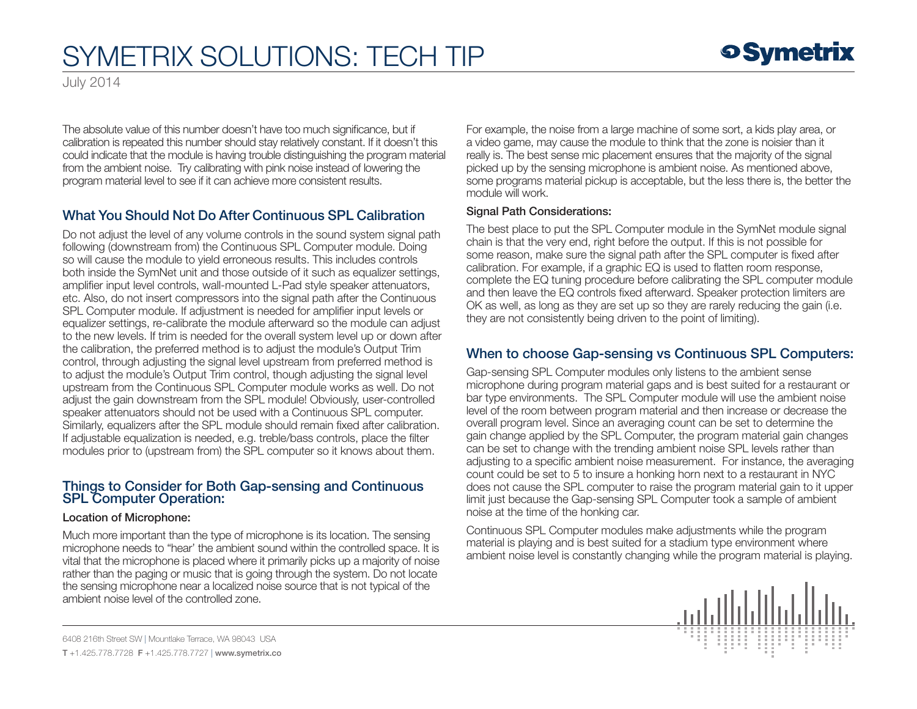The absolute value of this number doesn't have too much significance, but if calibration is repeated this number should stay relatively constant. If it doesn't this could indicate that the module is having trouble distinguishing the program material from the ambient noise. Try calibrating with pink noise instead of lowering the program material level to see if it can achieve more consistent results.

## What You Should Not Do After Continuous SPL Calibration

Do not adjust the level of any volume controls in the sound system signal path following (downstream from) the Continuous SPL Computer module. Doing so will cause the module to yield erroneous results. This includes controls both inside the SymNet unit and those outside of it such as equalizer settings, amplifier input level controls, wall-mounted L-Pad style speaker attenuators, etc. Also, do not insert compressors into the signal path after the Continuous SPL Computer module. If adjustment is needed for amplifier input levels or equalizer settings, re-calibrate the module afterward so the module can adjust to the new levels. If trim is needed for the overall system level up or down after the calibration, the preferred method is to adjust the module's Output Trim control, through adjusting the signal level upstream from preferred method is to adjust the module's Output Trim control, though adjusting the signal level upstream from the Continuous SPL Computer module works as well. Do not adjust the gain downstream from the SPL module! Obviously, user-controlled speaker attenuators should not be used with a Continuous SPL computer. Similarly, equalizers after the SPL module should remain fixed after calibration. If adjustable equalization is needed, e.g. treble/bass controls, place the filter modules prior to (upstream from) the SPL computer so it knows about them.

## Things to Consider for Both Gap-sensing and Continuous SPL Computer Operation:

### Location of Microphone:

Much more important than the type of microphone is its location. The sensing microphone needs to "hear' the ambient sound within the controlled space. It is vital that the microphone is placed where it primarily picks up a majority of noise rather than the paging or music that is going through the system. Do not locate the sensing microphone near a localized noise source that is not typical of the ambient noise level of the controlled zone.

For example, the noise from a large machine of some sort, a kids play area, or a video game, may cause the module to think that the zone is noisier than it really is. The best sense mic placement ensures that the majority of the signal picked up by the sensing microphone is ambient noise. As mentioned above, some programs material pickup is acceptable, but the less there is, the better the module will work.

### Signal Path Considerations:

The best place to put the SPL Computer module in the SymNet module signal chain is that the very end, right before the output. If this is not possible for some reason, make sure the signal path after the SPL computer is fixed after calibration. For example, if a graphic EQ is used to flatten room response, complete the EQ tuning procedure before calibrating the SPL computer module and then leave the EQ controls fixed afterward. Speaker protection limiters are OK as well, as long as they are set up so they are rarely reducing the gain (i.e. they are not consistently being driven to the point of limiting).

## When to choose Gap-sensing vs Continuous SPL Computers:

Gap-sensing SPL Computer modules only listens to the ambient sense microphone during program material gaps and is best suited for a restaurant or bar type environments. The SPL Computer module will use the ambient noise level of the room between program material and then increase or decrease the overall program level. Since an averaging count can be set to determine the gain change applied by the SPL Computer, the program material gain changes can be set to change with the trending ambient noise SPL levels rather than adjusting to a specific ambient noise measurement. For instance, the averaging count could be set to 5 to insure a honking horn next to a restaurant in NYC does not cause the SPL computer to raise the program material gain to it upper limit just because the Gap-sensing SPL Computer took a sample of ambient noise at the time of the honking car.

Continuous SPL Computer modules make adjustments while the program material is playing and is best suited for a stadium type environment where ambient noise level is constantly changing while the program material is playing.